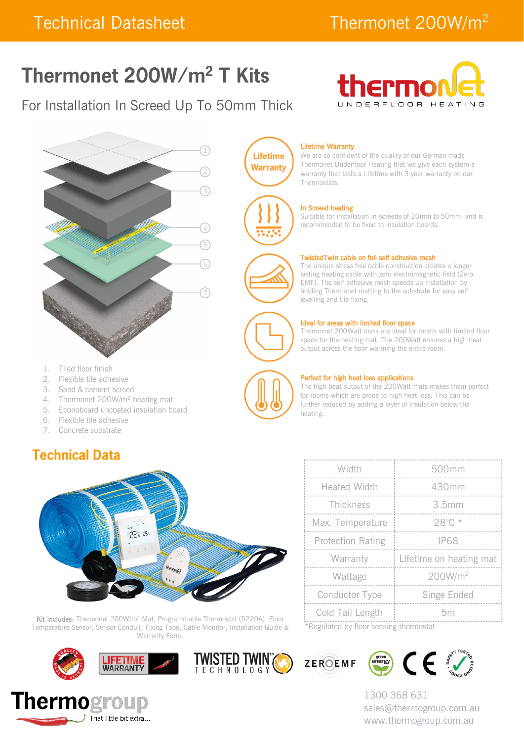Technical Datasheet

Thermonet 200W/m²

# Thermonet 200W/m² T Kits

For Installation In Screed Up To 50mm Thick

1. Tiled floor finish
2. Flexible tile adhesive
3. Sand & cement screed
4. Thermonet 200W/m² heating mat
5. Econoboard uncoated insulation board
6. Flexible tile adhesive
7. Concrete substrate

### Lifetime Warranty

We are so confident of the quality of our German-made Thermonet Underfloor Heating that we give each system a warranty that lasts a Lifetime with 3 year warranty on our Thermostats.

### In Screed heating

Suitable for installation in screeds of 20mm to 50mm, and is recommended to be fixed to insulation boards.

### TwistedTwin cable on full self adhesive mesh

The unique stress free cable construction creates a longer lasting heating cable with zero electromagnetic field (Zero EMF). The self adhesive mesh speeds up installation by holding Thermonet matting to the substrate for easy self levelling and tile fixing.

### Ideal for areas with limited floor space

Thermonet 200Watt mats are ideal for rooms with limited floor space for the heating mat. The 200Watt ensures a high heat output across the floor warming the entire room.

### Perfect for high heat loss applications

The high heat output of the 200Watt mats makes them perfect for rooms which are prone to high heat loss. This can be further reduced by adding a layer of insulation below the heating.

## Technical Data

**Kit Includes:** Thermonet 200W/m² Mat, Programmable Thermostat (5220A), Floor Temperature Sensor, Sensor Conduit, Fixing Tape, Cable Monitor, Installation Guide & Warranty Form.

| | |
|---|---|
| Width | 500mm |
| Heated Width | 430mm |
| Thickness | 3.5mm |
| Max. Temperature | 28°C * |
| Protection Rating | IP68 |
| Warranty | Lifetime on heating mat |
| Wattage | 200W/m² |
| Conductor Type | Singe Ended |
| Cold Tail Length | 5m |

*Regulated by floor sensing thermostat

Thermogroup – That little bit extra...

1300 368 631
sales@thermogroup.com.au
www.thermogroup.com.au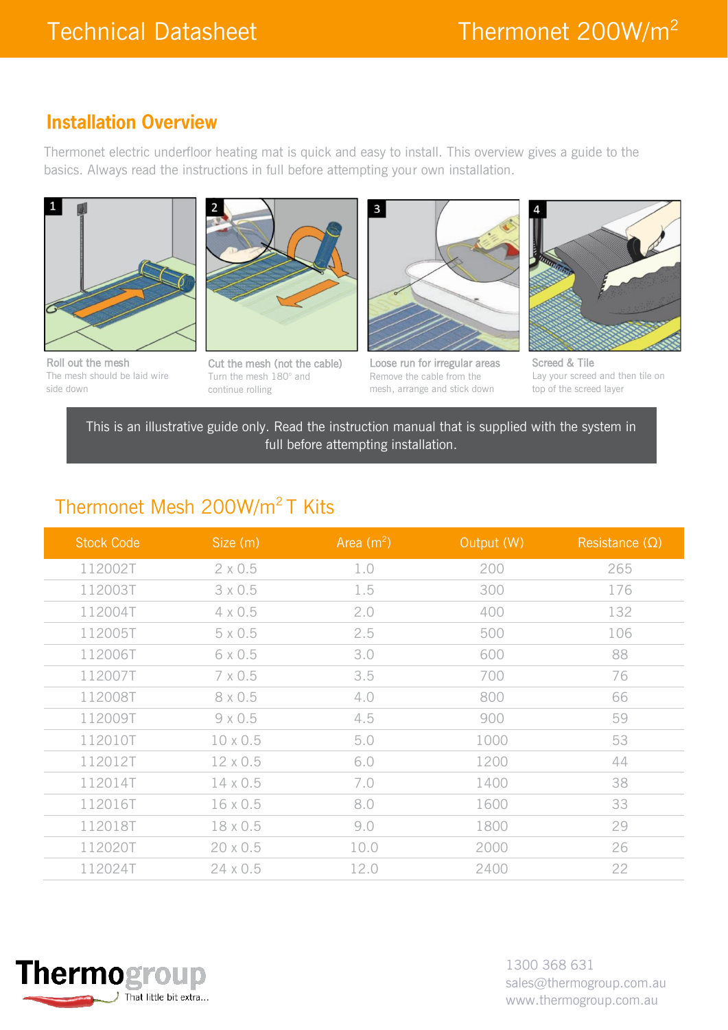# Technical Datasheet

Thermonet 200W/m$^2$

## Installation Overview

Thermonet electric underfloor heating mat is quick and easy to install. This overview gives a guide to the basics. Always read the instructions in full before attempting your own installation.

1. **Roll out the mesh** — The mesh should be laid wire side down
2. **Cut the mesh (not the cable)** — Turn the mesh 180° and continue rolling
3. **Loose run for irregular areas** — Remove the cable from the mesh, arrange and stick down
4. **Screed & Tile** — Lay your screed and then tile on top of the screed layer

This is an illustrative guide only. Read the instruction manual that is supplied with the system in full before attempting installation.

## Thermonet Mesh 200W/m$^2$ T Kits

| Stock Code | Size (m) | Area (m$^2$) | Output (W) | Resistance (Ω) |
|---|---|---|---|---|
| 112002T | 2 x 0.5 | 1.0 | 200 | 265 |
| 112003T | 3 x 0.5 | 1.5 | 300 | 176 |
| 112004T | 4 x 0.5 | 2.0 | 400 | 132 |
| 112005T | 5 x 0.5 | 2.5 | 500 | 106 |
| 112006T | 6 x 0.5 | 3.0 | 600 | 88 |
| 112007T | 7 x 0.5 | 3.5 | 700 | 76 |
| 112008T | 8 x 0.5 | 4.0 | 800 | 66 |
| 112009T | 9 x 0.5 | 4.5 | 900 | 59 |
| 112010T | 10 x 0.5 | 5.0 | 1000 | 53 |
| 112012T | 12 x 0.5 | 6.0 | 1200 | 44 |
| 112014T | 14 x 0.5 | 7.0 | 1400 | 38 |
| 112016T | 16 x 0.5 | 8.0 | 1600 | 33 |
| 112018T | 18 x 0.5 | 9.0 | 1800 | 29 |
| 112020T | 20 x 0.5 | 10.0 | 2000 | 26 |
| 112024T | 24 x 0.5 | 12.0 | 2400 | 22 |

Thermogroup — That little bit extra...

1300 368 631
sales@thermogroup.com.au
www.thermogroup.com.au